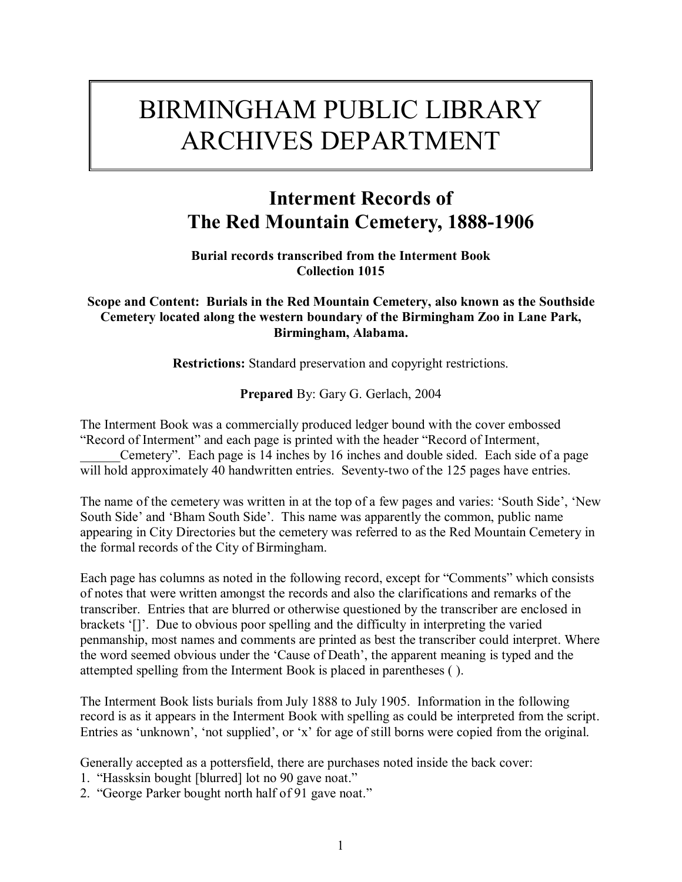# BIRMINGHAM PUBLIC LIBRARY ARCHIVES DEPARTMENT

## Interment Records of The Red Mountain Cemetery, 1888-1906

**Burial records transcribed from the Interment Book**
**Collection 1015**

**Scope and Content: Burials in the Red Mountain Cemetery, also known as the Southside Cemetery located along the western boundary of the Birmingham Zoo in Lane Park, Birmingham, Alabama.**

**Restrictions:** Standard preservation and copyright restrictions.

**Prepared** By: Gary G. Gerlach, 2004

The Interment Book was a commercially produced ledger bound with the cover embossed "Record of Interment" and each page is printed with the header "Record of Interment, ______Cemetery". Each page is 14 inches by 16 inches and double sided. Each side of a page will hold approximately 40 handwritten entries. Seventy-two of the 125 pages have entries.

The name of the cemetery was written in at the top of a few pages and varies: 'South Side', 'New South Side' and 'Bham South Side'. This name was apparently the common, public name appearing in City Directories but the cemetery was referred to as the Red Mountain Cemetery in the formal records of the City of Birmingham.

Each page has columns as noted in the following record, except for "Comments" which consists of notes that were written amongst the records and also the clarifications and remarks of the transcriber. Entries that are blurred or otherwise questioned by the transcriber are enclosed in brackets '[]'. Due to obvious poor spelling and the difficulty in interpreting the varied penmanship, most names and comments are printed as best the transcriber could interpret. Where the word seemed obvious under the 'Cause of Death', the apparent meaning is typed and the attempted spelling from the Interment Book is placed in parentheses ( ).

The Interment Book lists burials from July 1888 to July 1905. Information in the following record is as it appears in the Interment Book with spelling as could be interpreted from the script. Entries as 'unknown', 'not supplied', or 'x' for age of still borns were copied from the original.

Generally accepted as a pottersfield, there are purchases noted inside the back cover:

1. "Hassksin bought [blurred] lot no 90 gave noat."
2. "George Parker bought north half of 91 gave noat."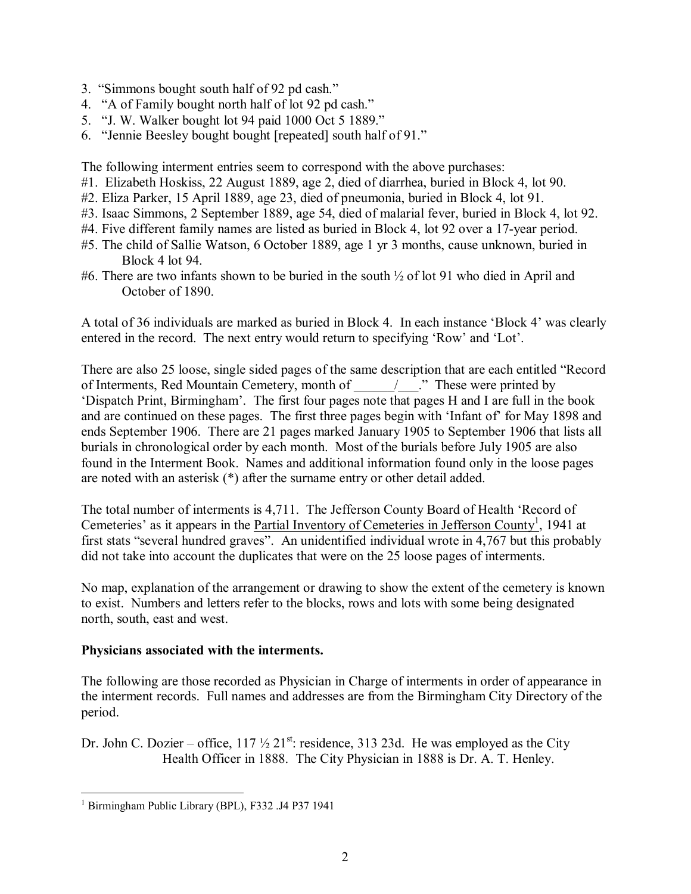3. "Simmons bought south half of 92 pd cash."
4. "A of Family bought north half of lot 92 pd cash."
5. "J. W. Walker bought lot 94 paid 1000 Oct 5 1889."
6. "Jennie Beesley bought bought [repeated] south half of 91."

The following interment entries seem to correspond with the above purchases:

#1. Elizabeth Hoskiss, 22 August 1889, age 2, died of diarrhea, buried in Block 4, lot 90.
#2. Eliza Parker, 15 April 1889, age 23, died of pneumonia, buried in Block 4, lot 91.
#3. Isaac Simmons, 2 September 1889, age 54, died of malarial fever, buried in Block 4, lot 92.
#4. Five different family names are listed as buried in Block 4, lot 92 over a 17-year period.
#5. The child of Sallie Watson, 6 October 1889, age 1 yr 3 months, cause unknown, buried in Block 4 lot 94.
#6. There are two infants shown to be buried in the south ½ of lot 91 who died in April and October of 1890.

A total of 36 individuals are marked as buried in Block 4. In each instance 'Block 4' was clearly entered in the record. The next entry would return to specifying 'Row' and 'Lot'.

There are also 25 loose, single sided pages of the same description that are each entitled "Record of Interments, Red Mountain Cemetery, month of ______/___." These were printed by 'Dispatch Print, Birmingham'. The first four pages note that pages H and I are full in the book and are continued on these pages. The first three pages begin with 'Infant of' for May 1898 and ends September 1906. There are 21 pages marked January 1905 to September 1906 that lists all burials in chronological order by each month. Most of the burials before July 1905 are also found in the Interment Book. Names and additional information found only in the loose pages are noted with an asterisk (*) after the surname entry or other detail added.

The total number of interments is 4,711. The Jefferson County Board of Health 'Record of Cemeteries' as it appears in the Partial Inventory of Cemeteries in Jefferson County[1], 1941 at first stats "several hundred graves". An unidentified individual wrote in 4,767 but this probably did not take into account the duplicates that were on the 25 loose pages of interments.

No map, explanation of the arrangement or drawing to show the extent of the cemetery is known to exist. Numbers and letters refer to the blocks, rows and lots with some being designated north, south, east and west.

**Physicians associated with the interments.**

The following are those recorded as Physician in Charge of interments in order of appearance in the interment records. Full names and addresses are from the Birmingham City Directory of the period.

Dr. John C. Dozier – office, 117 ½ 21st: residence, 313 23d. He was employed as the City Health Officer in 1888. The City Physician in 1888 is Dr. A. T. Henley.

[1] Birmingham Public Library (BPL), F332 .J4 P37 1941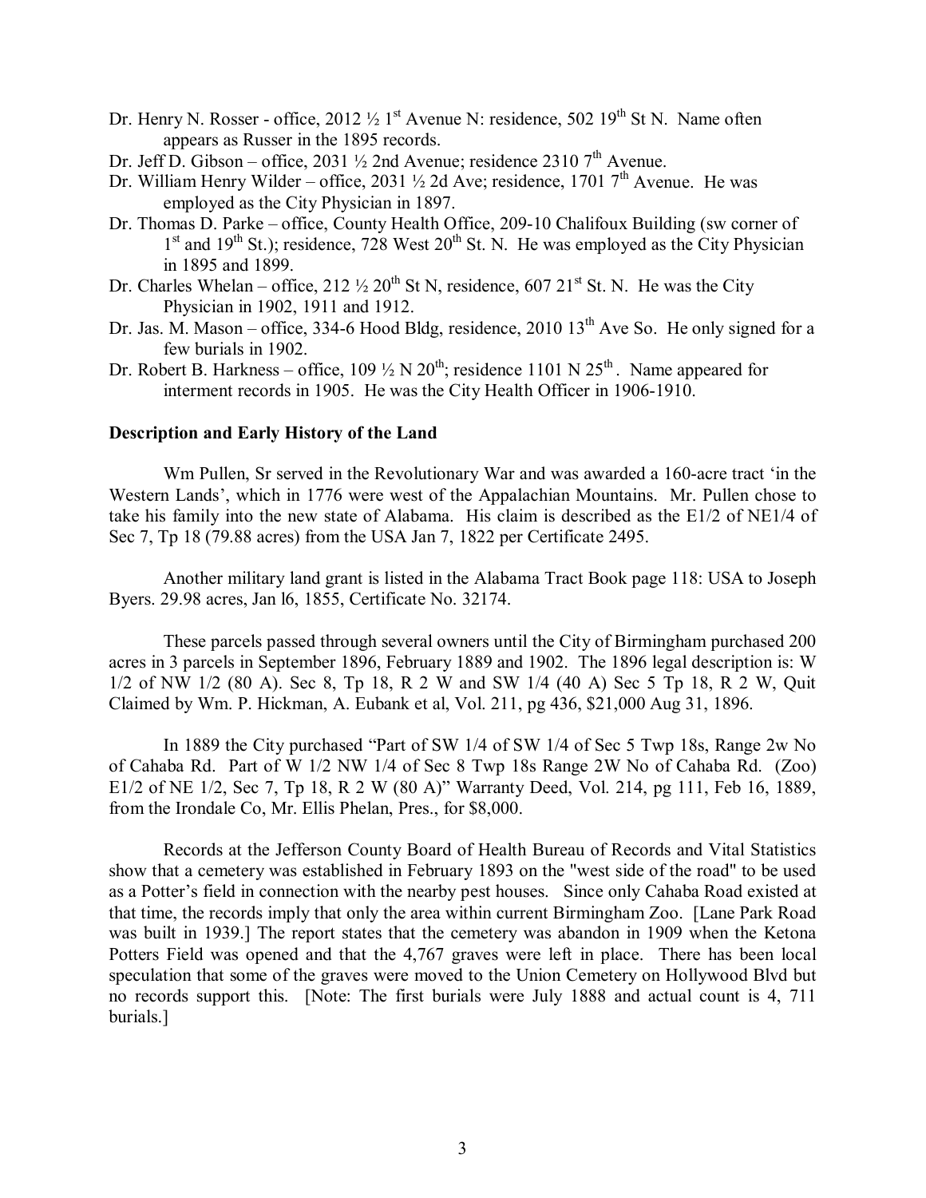- Dr. Henry N. Rosser - office, 2012 ½ 1st Avenue N: residence, 502 19th St N. Name often appears as Russer in the 1895 records.
- Dr. Jeff D. Gibson – office, 2031 ½ 2nd Avenue; residence 2310 7th Avenue.
- Dr. William Henry Wilder – office, 2031 ½ 2d Ave; residence, 1701 7th Avenue. He was employed as the City Physician in 1897.
- Dr. Thomas D. Parke – office, County Health Office, 209-10 Chalifoux Building (sw corner of 1st and 19th St.); residence, 728 West 20th St. N. He was employed as the City Physician in 1895 and 1899.
- Dr. Charles Whelan – office, 212 ½ 20th St N, residence, 607 21st St. N. He was the City Physician in 1902, 1911 and 1912.
- Dr. Jas. M. Mason – office, 334-6 Hood Bldg, residence, 2010 13th Ave So. He only signed for a few burials in 1902.
- Dr. Robert B. Harkness – office, 109 ½ N 20th; residence 1101 N 25th. Name appeared for interment records in 1905. He was the City Health Officer in 1906-1910.

**Description and Early History of the Land**

Wm Pullen, Sr served in the Revolutionary War and was awarded a 160-acre tract 'in the Western Lands', which in 1776 were west of the Appalachian Mountains. Mr. Pullen chose to take his family into the new state of Alabama. His claim is described as the E1/2 of NE1/4 of Sec 7, Tp 18 (79.88 acres) from the USA Jan 7, 1822 per Certificate 2495.

Another military land grant is listed in the Alabama Tract Book page 118: USA to Joseph Byers. 29.98 acres, Jan l6, 1855, Certificate No. 32174.

These parcels passed through several owners until the City of Birmingham purchased 200 acres in 3 parcels in September 1896, February 1889 and 1902. The 1896 legal description is: W 1/2 of NW 1/2 (80 A). Sec 8, Tp 18, R 2 W and SW 1/4 (40 A) Sec 5 Tp 18, R 2 W, Quit Claimed by Wm. P. Hickman, A. Eubank et al, Vol. 211, pg 436, $21,000 Aug 31, 1896.

In 1889 the City purchased "Part of SW 1/4 of SW 1/4 of Sec 5 Twp 18s, Range 2w No of Cahaba Rd. Part of W 1/2 NW 1/4 of Sec 8 Twp 18s Range 2W No of Cahaba Rd. (Zoo) E1/2 of NE 1/2, Sec 7, Tp 18, R 2 W (80 A)" Warranty Deed, Vol. 214, pg 111, Feb 16, 1889, from the Irondale Co, Mr. Ellis Phelan, Pres., for $8,000.

Records at the Jefferson County Board of Health Bureau of Records and Vital Statistics show that a cemetery was established in February 1893 on the "west side of the road" to be used as a Potter's field in connection with the nearby pest houses. Since only Cahaba Road existed at that time, the records imply that only the area within current Birmingham Zoo. [Lane Park Road was built in 1939.] The report states that the cemetery was abandon in 1909 when the Ketona Potters Field was opened and that the 4,767 graves were left in place. There has been local speculation that some of the graves were moved to the Union Cemetery on Hollywood Blvd but no records support this. [Note: The first burials were July 1888 and actual count is 4, 711 burials.]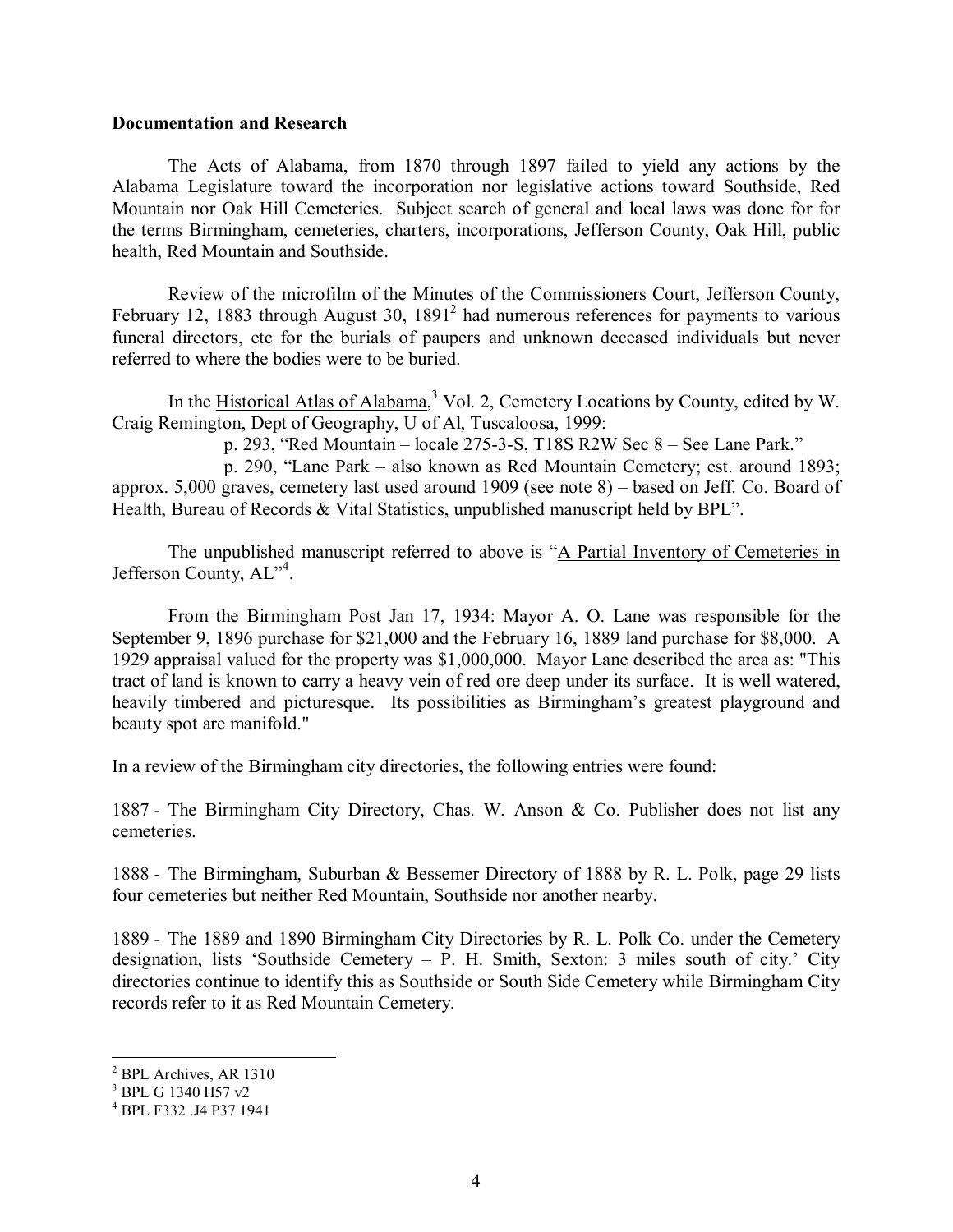**Documentation and Research**

The Acts of Alabama, from 1870 through 1897 failed to yield any actions by the Alabama Legislature toward the incorporation nor legislative actions toward Southside, Red Mountain nor Oak Hill Cemeteries. Subject search of general and local laws was done for for the terms Birmingham, cemeteries, charters, incorporations, Jefferson County, Oak Hill, public health, Red Mountain and Southside.

Review of the microfilm of the Minutes of the Commissioners Court, Jefferson County, February 12, 1883 through August 30, 1891[2] had numerous references for payments to various funeral directors, etc for the burials of paupers and unknown deceased individuals but never referred to where the bodies were to be buried.

In the Historical Atlas of Alabama,[3] Vol. 2, Cemetery Locations by County, edited by W. Craig Remington, Dept of Geography, U of Al, Tuscaloosa, 1999:

p. 293, "Red Mountain – locale 275-3-S, T18S R2W Sec 8 – See Lane Park."

p. 290, "Lane Park – also known as Red Mountain Cemetery; est. around 1893; approx. 5,000 graves, cemetery last used around 1909 (see note 8) – based on Jeff. Co. Board of Health, Bureau of Records & Vital Statistics, unpublished manuscript held by BPL".

The unpublished manuscript referred to above is "A Partial Inventory of Cemeteries in Jefferson County, AL"[4].

From the Birmingham Post Jan 17, 1934: Mayor A. O. Lane was responsible for the September 9, 1896 purchase for $21,000 and the February 16, 1889 land purchase for $8,000. A 1929 appraisal valued for the property was $1,000,000. Mayor Lane described the area as: "This tract of land is known to carry a heavy vein of red ore deep under its surface. It is well watered, heavily timbered and picturesque. Its possibilities as Birmingham's greatest playground and beauty spot are manifold."

In a review of the Birmingham city directories, the following entries were found:

1887 - The Birmingham City Directory, Chas. W. Anson & Co. Publisher does not list any cemeteries.

1888 - The Birmingham, Suburban & Bessemer Directory of 1888 by R. L. Polk, page 29 lists four cemeteries but neither Red Mountain, Southside nor another nearby.

1889 - The 1889 and 1890 Birmingham City Directories by R. L. Polk Co. under the Cemetery designation, lists 'Southside Cemetery – P. H. Smith, Sexton: 3 miles south of city.' City directories continue to identify this as Southside or South Side Cemetery while Birmingham City records refer to it as Red Mountain Cemetery.

---

[2] BPL Archives, AR 1310

[3] BPL G 1340 H57 v2

[4] BPL F332 .J4 P37 1941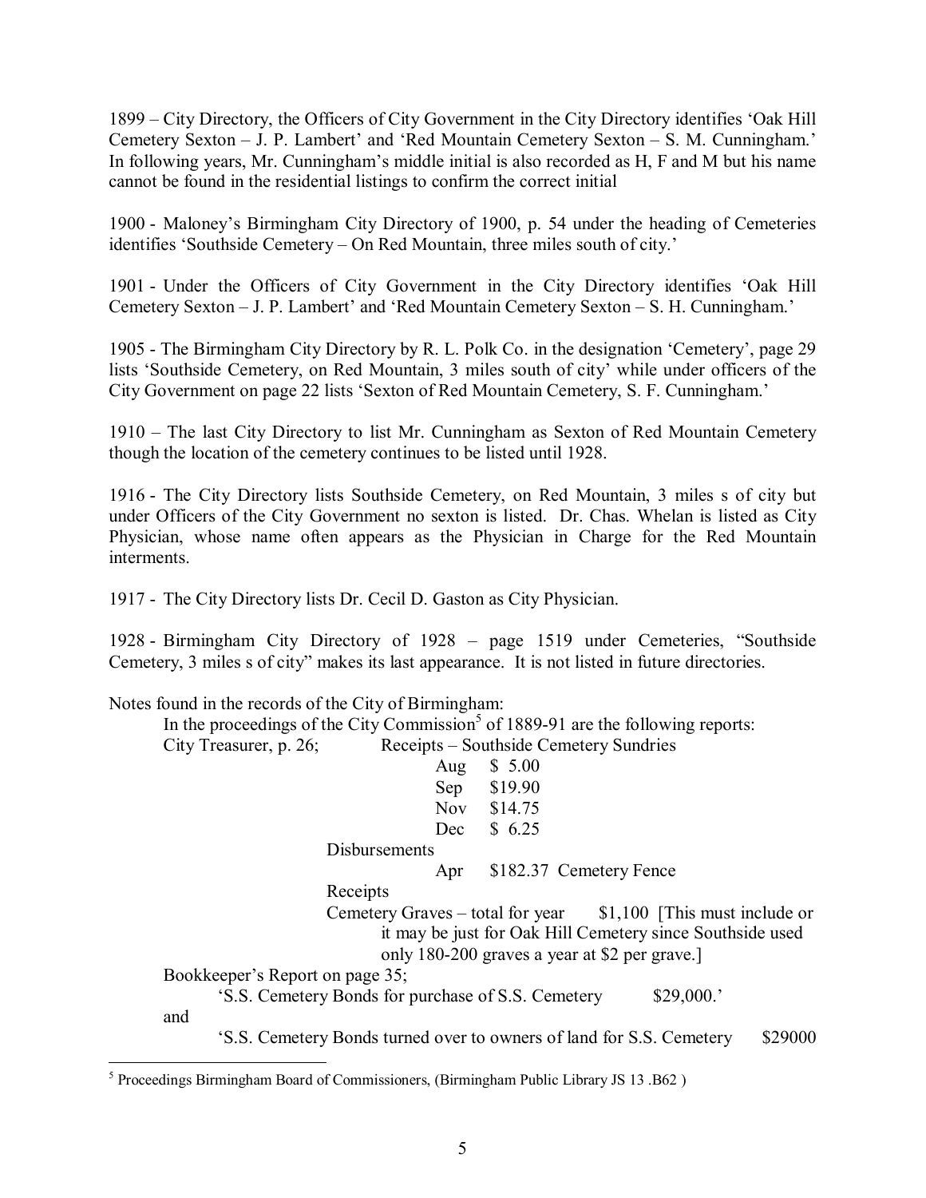1899 – City Directory, the Officers of City Government in the City Directory identifies 'Oak Hill Cemetery Sexton – J. P. Lambert' and 'Red Mountain Cemetery Sexton – S. M. Cunningham.' In following years, Mr. Cunningham's middle initial is also recorded as H, F and M but his name cannot be found in the residential listings to confirm the correct initial

1900 - Maloney's Birmingham City Directory of 1900, p. 54 under the heading of Cemeteries identifies 'Southside Cemetery – On Red Mountain, three miles south of city.'

1901 - Under the Officers of City Government in the City Directory identifies 'Oak Hill Cemetery Sexton – J. P. Lambert' and 'Red Mountain Cemetery Sexton – S. H. Cunningham.'

1905 - The Birmingham City Directory by R. L. Polk Co. in the designation 'Cemetery', page 29 lists 'Southside Cemetery, on Red Mountain, 3 miles south of city' while under officers of the City Government on page 22 lists 'Sexton of Red Mountain Cemetery, S. F. Cunningham.'

1910 – The last City Directory to list Mr. Cunningham as Sexton of Red Mountain Cemetery though the location of the cemetery continues to be listed until 1928.

1916 - The City Directory lists Southside Cemetery, on Red Mountain, 3 miles s of city but under Officers of the City Government no sexton is listed. Dr. Chas. Whelan is listed as City Physician, whose name often appears as the Physician in Charge for the Red Mountain interments.

1917 - The City Directory lists Dr. Cecil D. Gaston as City Physician.

1928 - Birmingham City Directory of 1928 – page 1519 under Cemeteries, "Southside Cemetery, 3 miles s of city" makes its last appearance. It is not listed in future directories.

Notes found in the records of the City of Birmingham:

In the proceedings of the City Commission[5] of 1889-91 are the following reports:

City Treasurer, p. 26; Receipts – Southside Cemetery Sundries

| | |
|---|---|
| Aug | $ 5.00 |
| Sep | $19.90 |
| Nov | $14.75 |
| Dec | $ 6.25 |

Disbursements

Apr $182.37 Cemetery Fence

Receipts

Cemetery Graves – total for year $1,100 [This must include or it may be just for Oak Hill Cemetery since Southside used only 180-200 graves a year at $2 per grave.]

Bookkeeper's Report on page 35;

'S.S. Cemetery Bonds for purchase of S.S. Cemetery $29,000.'

and

'S.S. Cemetery Bonds turned over to owners of land for S.S. Cemetery $29000

---

[5] Proceedings Birmingham Board of Commissioners, (Birmingham Public Library JS 13 .B62 )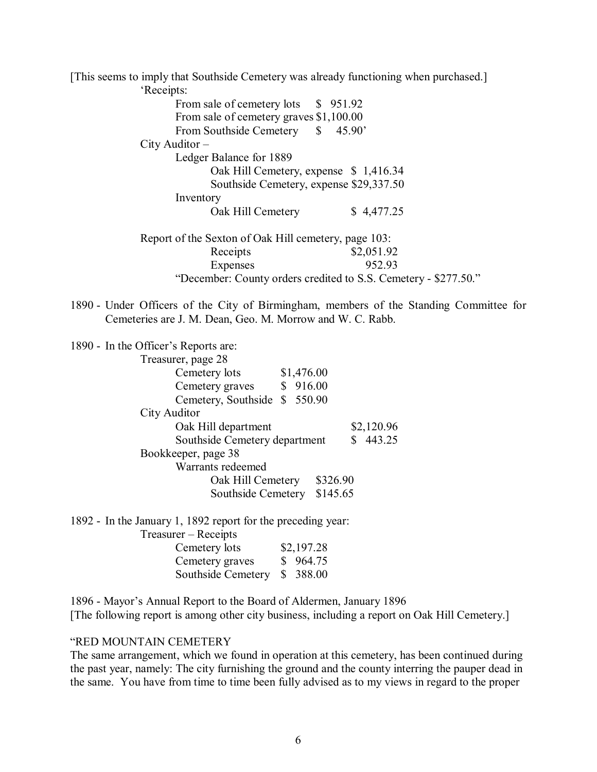[This seems to imply that Southside Cemetery was already functioning when purchased.]

'Receipts:

From sale of cemetery lots $ 951.92
From sale of cemetery graves $1,100.00
From Southside Cemetery $ 45.90'

City Auditor –

Ledger Balance for 1889

Oak Hill Cemetery, expense $ 1,416.34
Southside Cemetery, expense $29,337.50

Inventory

Oak Hill Cemetery $ 4,477.25

Report of the Sexton of Oak Hill cemetery, page 103:

Receipts $2,051.92
Expenses 952.93

"December: County orders credited to S.S. Cemetery - $277.50."

1890 - Under Officers of the City of Birmingham, members of the Standing Committee for Cemeteries are J. M. Dean, Geo. M. Morrow and W. C. Rabb.

1890 - In the Officer's Reports are:

Treasurer, page 28

Cemetery lots $1,476.00
Cemetery graves $ 916.00
Cemetery, Southside $ 550.90

City Auditor

Oak Hill department $2,120.96
Southside Cemetery department $ 443.25

Bookkeeper, page 38

Warrants redeemed

Oak Hill Cemetery $326.90
Southside Cemetery $145.65

1892 - In the January 1, 1892 report for the preceding year:

Treasurer – Receipts

Cemetery lots $2,197.28
Cemetery graves $ 964.75
Southside Cemetery $ 388.00

1896 - Mayor's Annual Report to the Board of Aldermen, January 1896

[The following report is among other city business, including a report on Oak Hill Cemetery.]

"RED MOUNTAIN CEMETERY

The same arrangement, which we found in operation at this cemetery, has been continued during the past year, namely: The city furnishing the ground and the county interring the pauper dead in the same. You have from time to time been fully advised as to my views in regard to the proper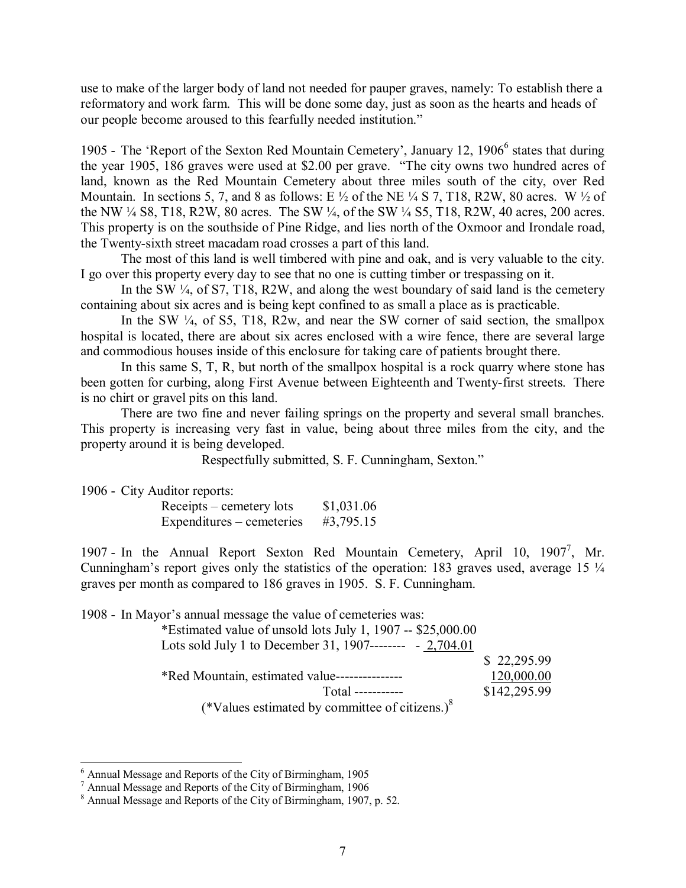use to make of the larger body of land not needed for pauper graves, namely: To establish there a reformatory and work farm. This will be done some day, just as soon as the hearts and heads of our people become aroused to this fearfully needed institution."

1905 - The 'Report of the Sexton Red Mountain Cemetery', January 12, 1906[6] states that during the year 1905, 186 graves were used at $2.00 per grave. "The city owns two hundred acres of land, known as the Red Mountain Cemetery about three miles south of the city, over Red Mountain. In sections 5, 7, and 8 as follows: E ½ of the NE ¼ S 7, T18, R2W, 80 acres. W ½ of the NW ¼ S8, T18, R2W, 80 acres. The SW ¼, of the SW ¼ S5, T18, R2W, 40 acres, 200 acres. This property is on the southside of Pine Ridge, and lies north of the Oxmoor and Irondale road, the Twenty-sixth street macadam road crosses a part of this land.

The most of this land is well timbered with pine and oak, and is very valuable to the city. I go over this property every day to see that no one is cutting timber or trespassing on it.

In the SW ¼, of S7, T18, R2W, and along the west boundary of said land is the cemetery containing about six acres and is being kept confined to as small a place as is practicable.

In the SW ¼, of S5, T18, R2w, and near the SW corner of said section, the smallpox hospital is located, there are about six acres enclosed with a wire fence, there are several large and commodious houses inside of this enclosure for taking care of patients brought there.

In this same S, T, R, but north of the smallpox hospital is a rock quarry where stone has been gotten for curbing, along First Avenue between Eighteenth and Twenty-first streets. There is no chirt or gravel pits on this land.

There are two fine and never failing springs on the property and several small branches. This property is increasing very fast in value, being about three miles from the city, and the property around it is being developed.

Respectfully submitted, S. F. Cunningham, Sexton."

1906 - City Auditor reports:

| | |
|---|---|
| Receipts – cemetery lots | $1,031.06 |
| Expenditures – cemeteries | #3,795.15 |

1907 - In the Annual Report Sexton Red Mountain Cemetery, April 10, 1907[7], Mr. Cunningham's report gives only the statistics of the operation: 183 graves used, average 15 ¼ graves per month as compared to 186 graves in 1905. S. F. Cunningham.

1908 - In Mayor's annual message the value of cemeteries was:

| | | |
|---|---|---|
| *Estimated value of unsold lots July 1, 1907 -- | $25,000.00 | |
| Lots sold July 1 to December 31, 1907-------- | - 2,704.01 | |
| | | $ 22,295.99 |
| *Red Mountain, estimated value--------------- | | 120,000.00 |
| Total ----------- | | $142,295.99 |

(*Values estimated by committee of citizens.)[8]

---

[6] Annual Message and Reports of the City of Birmingham, 1905

[7] Annual Message and Reports of the City of Birmingham, 1906

[8] Annual Message and Reports of the City of Birmingham, 1907, p. 52.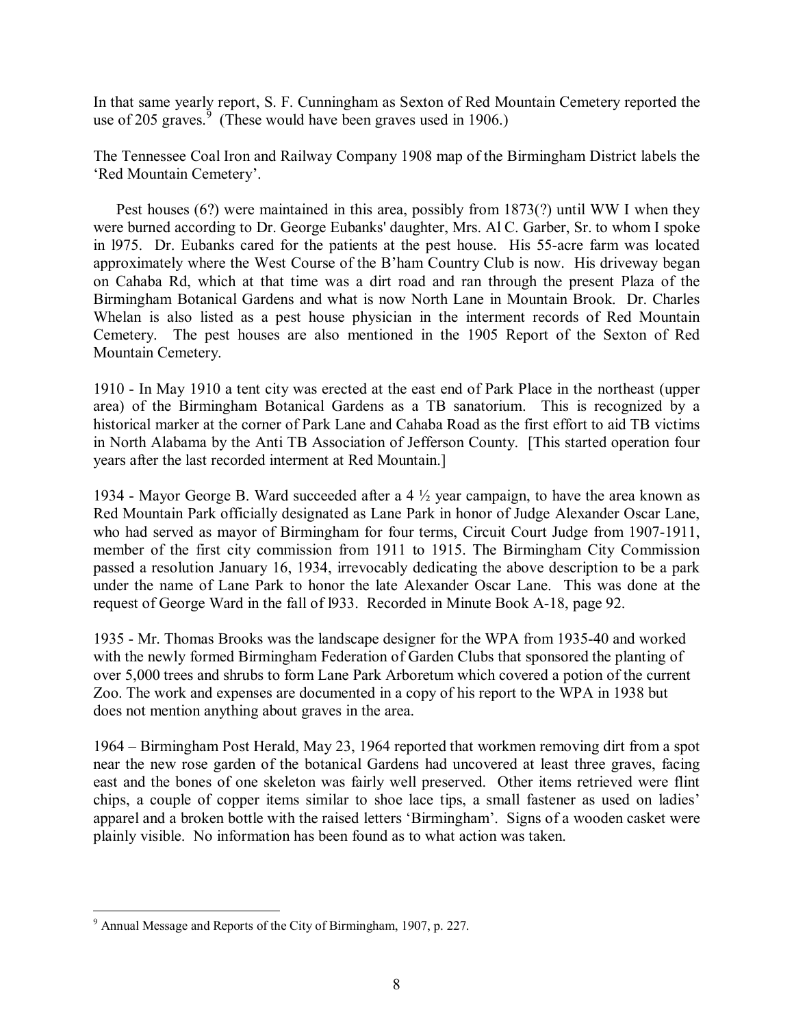In that same yearly report, S. F. Cunningham as Sexton of Red Mountain Cemetery reported the use of 205 graves.[9] (These would have been graves used in 1906.)

The Tennessee Coal Iron and Railway Company 1908 map of the Birmingham District labels the 'Red Mountain Cemetery'.

Pest houses (6?) were maintained in this area, possibly from 1873(?) until WW I when they were burned according to Dr. George Eubanks' daughter, Mrs. Al C. Garber, Sr. to whom I spoke in l975. Dr. Eubanks cared for the patients at the pest house. His 55-acre farm was located approximately where the West Course of the B'ham Country Club is now. His driveway began on Cahaba Rd, which at that time was a dirt road and ran through the present Plaza of the Birmingham Botanical Gardens and what is now North Lane in Mountain Brook. Dr. Charles Whelan is also listed as a pest house physician in the interment records of Red Mountain Cemetery. The pest houses are also mentioned in the 1905 Report of the Sexton of Red Mountain Cemetery.

1910 - In May 1910 a tent city was erected at the east end of Park Place in the northeast (upper area) of the Birmingham Botanical Gardens as a TB sanatorium. This is recognized by a historical marker at the corner of Park Lane and Cahaba Road as the first effort to aid TB victims in North Alabama by the Anti TB Association of Jefferson County. [This started operation four years after the last recorded interment at Red Mountain.]

1934 - Mayor George B. Ward succeeded after a 4 ½ year campaign, to have the area known as Red Mountain Park officially designated as Lane Park in honor of Judge Alexander Oscar Lane, who had served as mayor of Birmingham for four terms, Circuit Court Judge from 1907-1911, member of the first city commission from 1911 to 1915. The Birmingham City Commission passed a resolution January 16, 1934, irrevocably dedicating the above description to be a park under the name of Lane Park to honor the late Alexander Oscar Lane. This was done at the request of George Ward in the fall of l933. Recorded in Minute Book A-18, page 92.

1935 - Mr. Thomas Brooks was the landscape designer for the WPA from 1935-40 and worked with the newly formed Birmingham Federation of Garden Clubs that sponsored the planting of over 5,000 trees and shrubs to form Lane Park Arboretum which covered a potion of the current Zoo. The work and expenses are documented in a copy of his report to the WPA in 1938 but does not mention anything about graves in the area.

1964 – Birmingham Post Herald, May 23, 1964 reported that workmen removing dirt from a spot near the new rose garden of the botanical Gardens had uncovered at least three graves, facing east and the bones of one skeleton was fairly well preserved. Other items retrieved were flint chips, a couple of copper items similar to shoe lace tips, a small fastener as used on ladies' apparel and a broken bottle with the raised letters 'Birmingham'. Signs of a wooden casket were plainly visible. No information has been found as to what action was taken.

---

[9] Annual Message and Reports of the City of Birmingham, 1907, p. 227.